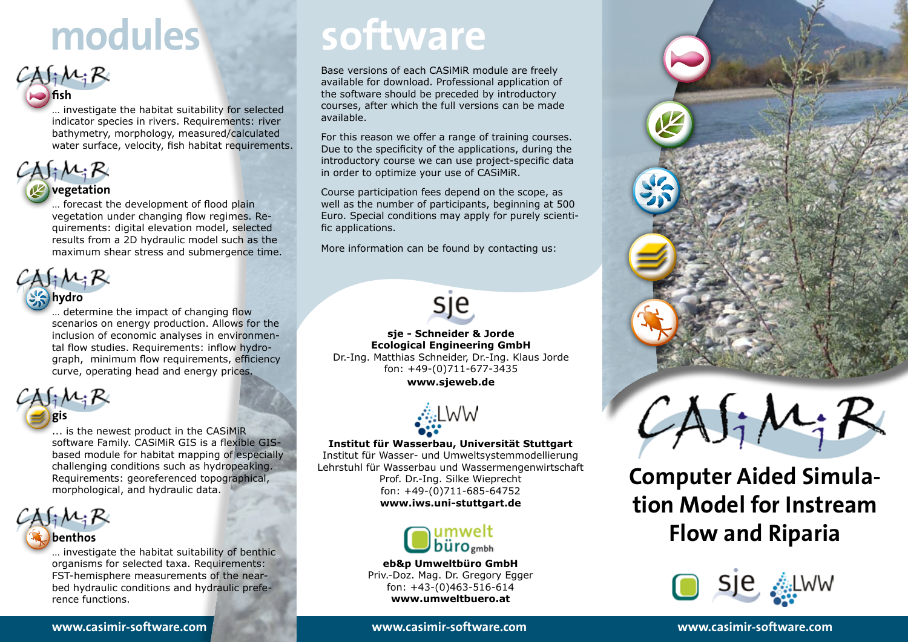# modules

CASiMiR

### fish

… investigate the habitat suitability for selected indicator species in rivers. Requirements: river bathymetry, morphology, measured/calculated water surface, velocity, fish habitat requirements.

CASiMiR

### vegetation

… forecast the development of flood plain vegetation under changing flow regimes. Requirements: digital elevation model, selected results from a 2D hydraulic model such as the maximum shear stress and submergence time.

CASiMiR

### hydro

… determine the impact of changing flow scenarios on energy production. Allows for the inclusion of economic analyses in environmental flow studies. Requirements: inflow hydrograph, minimum flow requirements, efficiency curve, operating head and energy prices.

CASiMiR

### gis

... is the newest product in the CASiMiR software Family. CASiMiR GIS is a flexible GIS-based module for habitat mapping of especially challenging conditions such as hydropeaking. Requirements: georeferenced topographical, morphological, and hydraulic data.

CASiMiR

### benthos

… investigate the habitat suitability of benthic organisms for selected taxa. Requirements: FST-hemisphere measurements of the near-bed hydraulic conditions and hydraulic preference functions.

www.casimir-software.com

# software

Base versions of each CASiMiR module are freely available for download. Professional application of the software should be preceded by introductory courses, after which the full versions can be made available.

For this reason we offer a range of training courses. Due to the specificity of the applications, during the introductory course we can use project-specific data in order to optimize your use of CASiMiR.

Course participation fees depend on the scope, as well as the number of participants, beginning at 500 Euro. Special conditions may apply for purely scientific applications.

More information can be found by contacting us:

sje

**sje - Schneider & Jorde Ecological Engineering GmbH**
Dr.-Ing. Matthias Schneider, Dr.-Ing. Klaus Jorde
fon: +49-(0)711-677-3435
**www.sjeweb.de**

LWW

**Institut für Wasserbau, Universität Stuttgart**
Institut für Wasser- und Umweltsystemmodellierung
Lehrstuhl für Wasserbau und Wassermengenwirtschaft
Prof. Dr.-Ing. Silke Wieprecht
fon: +49-(0)711-685-64752
**www.iws.uni-stuttgart.de**

umwelt büro gmbh

**eb&p Umweltbüro GmbH**
Priv.-Doz. Mag. Dr. Gregory Egger
fon: +43-(0)463-516-614
**www.umweltbuero.at**

www.casimir-software.com

# CASiMiR

## Computer Aided Simulation Model for Instream Flow and Riparia

sje LWW

www.casimir-software.com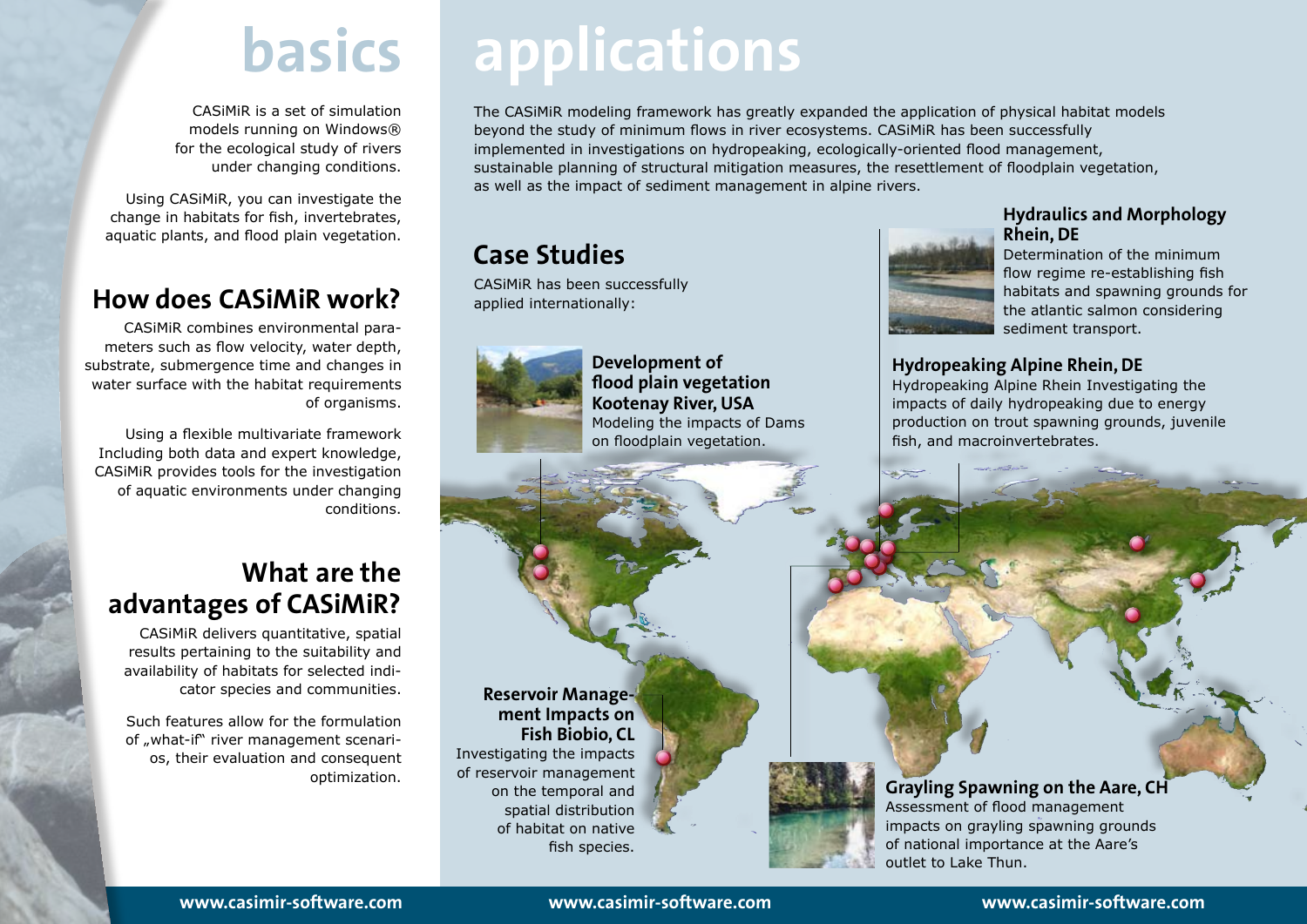# basics

CASiMiR is a set of simulation models running on Windows® for the ecological study of rivers under changing conditions.

Using CASiMiR, you can investigate the change in habitats for fish, invertebrates, aquatic plants, and flood plain vegetation.

## How does CASiMiR work?

CASiMiR combines environmental parameters such as flow velocity, water depth, substrate, submergence time and changes in water surface with the habitat requirements of organisms.

Using a flexible multivariate framework Including both data and expert knowledge, CASiMiR provides tools for the investigation of aquatic environments under changing conditions.

## What are the advantages of CASiMiR?

CASiMiR delivers quantitative, spatial results pertaining to the suitability and availability of habitats for selected indicator species and communities.

Such features allow for the formulation of „what-if" river management scenarios, their evaluation and consequent optimization.

# applications

The CASiMiR modeling framework has greatly expanded the application of physical habitat models beyond the study of minimum flows in river ecosystems. CASiMiR has been successfully implemented in investigations on hydropeaking, ecologically-oriented flood management, sustainable planning of structural mitigation measures, the resettlement of floodplain vegetation, as well as the impact of sediment management in alpine rivers.

## Case Studies

CASiMiR has been successfully applied internationally:

**Development of flood plain vegetation Kootenay River, USA**
Modeling the impacts of Dams on floodplain vegetation.

**Hydraulics and Morphology Rhein, DE**
Determination of the minimum flow regime re-establishing fish habitats and spawning grounds for the atlantic salmon considering sediment transport.

**Hydropeaking Alpine Rhein, DE**
Hydropeaking Alpine Rhein Investigating the impacts of daily hydropeaking due to energy production on trout spawning grounds, juvenile fish, and macroinvertebrates.

**Reservoir Management Impacts on Fish Biobio, CL**
Investigating the impacts of reservoir management on the temporal and spatial distribution of habitat on native fish species.

**Grayling Spawning on the Aare, CH**
Assessment of flood management impacts on grayling spawning grounds of national importance at the Aare's outlet to Lake Thun.

www.casimir-software.com